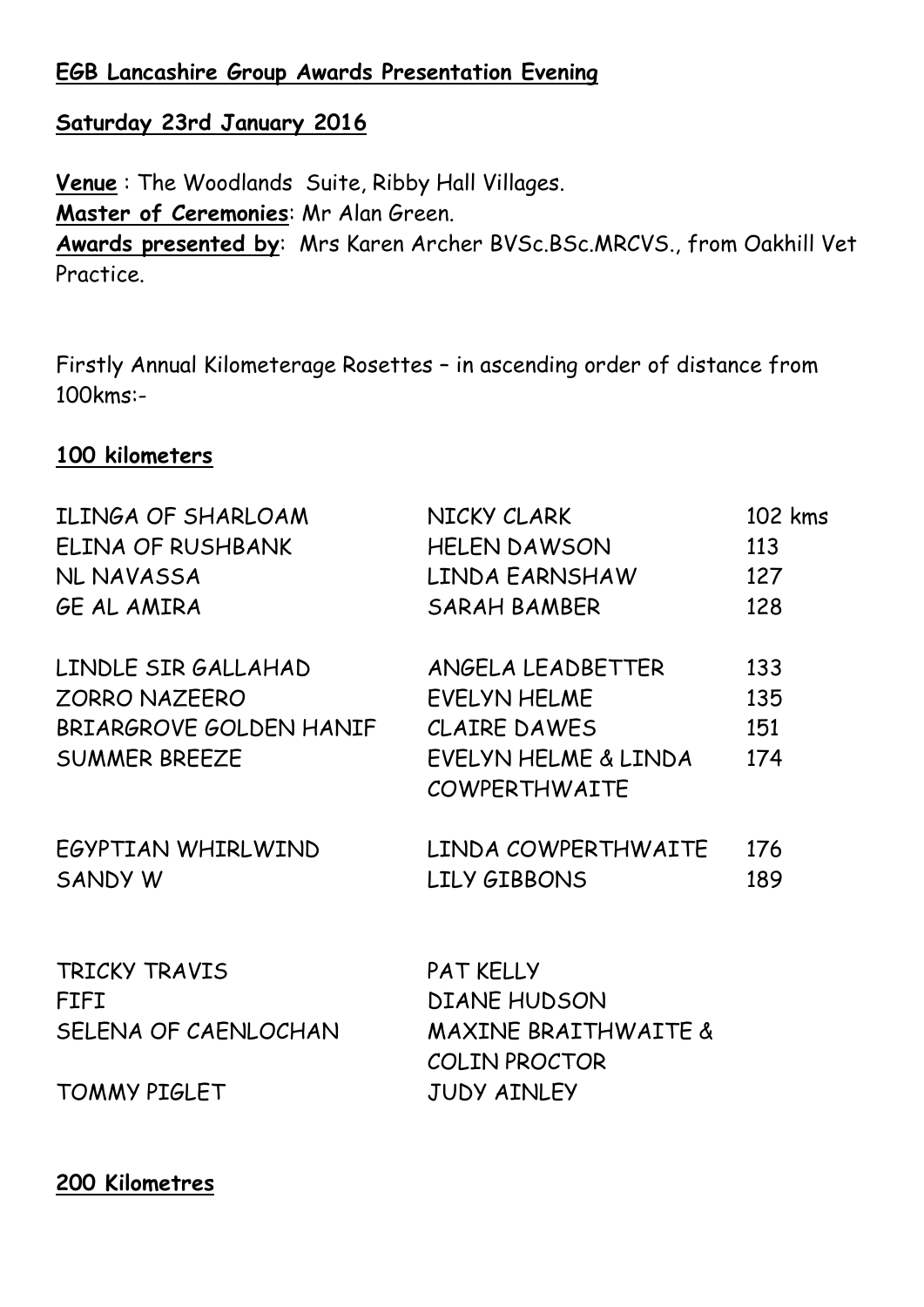**EGB Lancashire Group Awards Presentation Evening**

**Saturday 23rd January 2016**

**Venue** : The Woodlands Suite, Ribby Hall Villages.
**Master of Ceremonies**: Mr Alan Green.
**Awards presented by**: Mrs Karen Archer BVSc.BSc.MRCVS., from Oakhill Vet Practice.

Firstly Annual Kilometerage Rosettes – in ascending order of distance from 100kms:-

**100 kilometers**

| | | |
|---|---|---|
| ILINGA OF SHARLOAM | NICKY CLARK | 102 kms |
| ELINA OF RUSHBANK | HELEN DAWSON | 113 |
| NL NAVASSA | LINDA EARNSHAW | 127 |
| GE AL AMIRA | SARAH BAMBER | 128 |
| LINDLE SIR GALLAHAD | ANGELA LEADBETTER | 133 |
| ZORRO NAZEERO | EVELYN HELME | 135 |
| BRIARGROVE GOLDEN HANIF | CLAIRE DAWES | 151 |
| SUMMER BREEZE | EVELYN HELME & LINDA COWPERTHWAITE | 174 |
| EGYPTIAN WHIRLWIND | LINDA COWPERTHWAITE | 176 |
| SANDY W | LILY GIBBONS | 189 |
| TRICKY TRAVIS | PAT KELLY | |
| FIFI | DIANE HUDSON | |
| SELENA OF CAENLOCHAN | MAXINE BRAITHWAITE & COLIN PROCTOR | |
| TOMMY PIGLET | JUDY AINLEY | |

**200 Kilometres**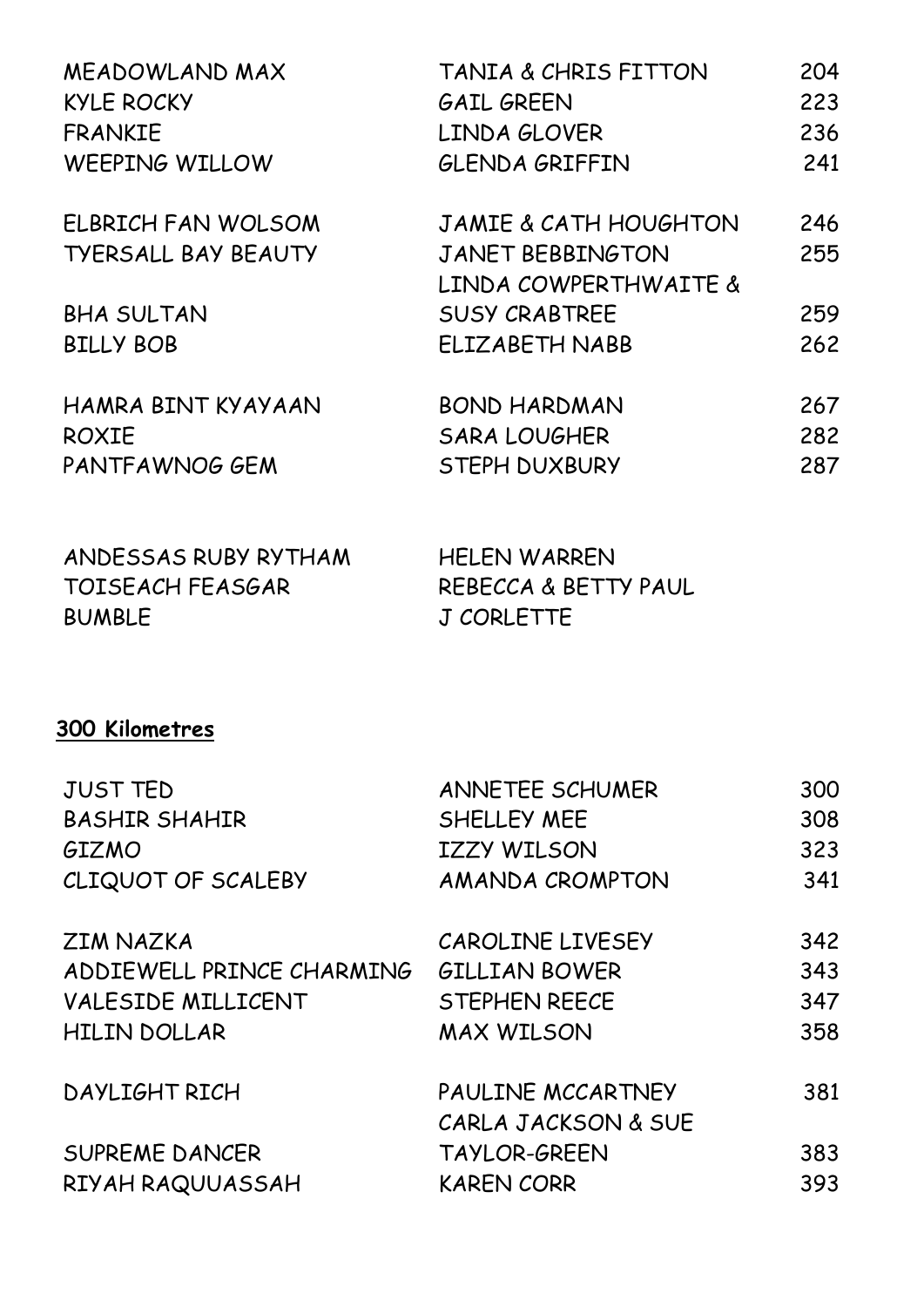| | | |
|---|---|---|
| MEADOWLAND MAX | TANIA & CHRIS FITTON | 204 |
| KYLE ROCKY | GAIL GREEN | 223 |
| FRANKIE | LINDA GLOVER | 236 |
| WEEPING WILLOW | GLENDA GRIFFIN | 241 |
| ELBRICH FAN WOLSOM | JAMIE & CATH HOUGHTON | 246 |
| TYERSALL BAY BEAUTY | JANET BEBBINGTON | 255 |
| BHA SULTAN | LINDA COWPERTHWAITE & SUSY CRABTREE | 259 |
| BILLY BOB | ELIZABETH NABB | 262 |
| HAMRA BINT KYAYAAN | BOND HARDMAN | 267 |
| ROXIE | SARA LOUGHER | 282 |
| PANTFAWNOG GEM | STEPH DUXBURY | 287 |
| ANDESSAS RUBY RYTHAM | HELEN WARREN | |
| TOISEACH FEASGAR | REBECCA & BETTY PAUL | |
| BUMBLE | J CORLETTE | |

**300 Kilometres**

| | | |
|---|---|---|
| JUST TED | ANNETEE SCHUMER | 300 |
| BASHIR SHAHIR | SHELLEY MEE | 308 |
| GIZMO | IZZY WILSON | 323 |
| CLIQUOT OF SCALEBY | AMANDA CROMPTON | 341 |
| ZIM NAZKA | CAROLINE LIVESEY | 342 |
| ADDIEWELL PRINCE CHARMING | GILLIAN BOWER | 343 |
| VALESIDE MILLICENT | STEPHEN REECE | 347 |
| HILIN DOLLAR | MAX WILSON | 358 |
| DAYLIGHT RICH | PAULINE MCCARTNEY | 381 |
| SUPREME DANCER | CARLA JACKSON & SUE TAYLOR-GREEN | 383 |
| RIYAH RAQUUASSAH | KAREN CORR | 393 |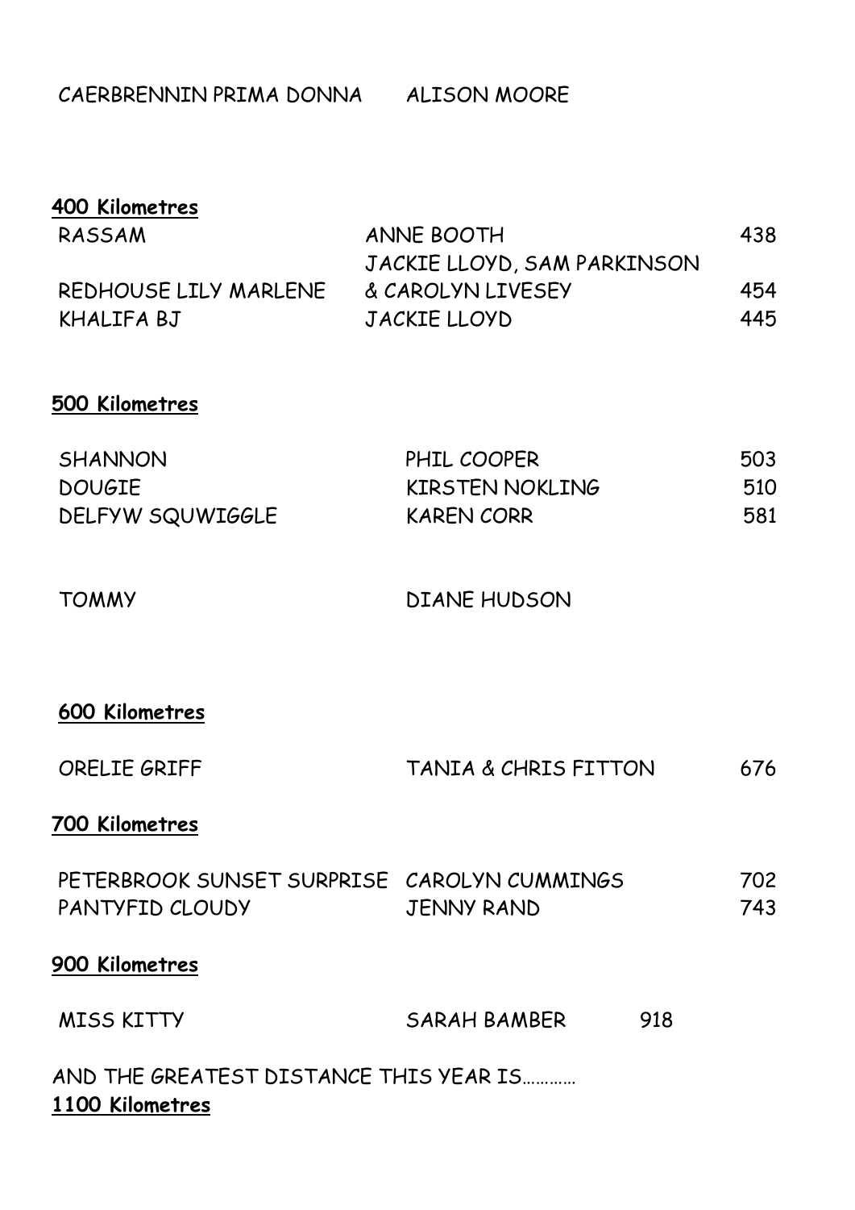| | | |
|---|---|---|
| CAERBRENNIN PRIMA DONNA | ALISON MOORE | |

**400 Kilometres**

| | | |
|---|---|---|
| RASSAM | ANNE BOOTH | 438 |
| REDHOUSE LILY MARLENE | JACKIE LLOYD, SAM PARKINSON & CAROLYN LIVESEY | 454 |
| KHALIFA BJ | JACKIE LLOYD | 445 |

**500 Kilometres**

| | | |
|---|---|---|
| SHANNON | PHIL COOPER | 503 |
| DOUGIE | KIRSTEN NOKLING | 510 |
| DELFYW SQUWIGGLE | KAREN CORR | 581 |
| TOMMY | DIANE HUDSON | |

**600 Kilometres**

| | | |
|---|---|---|
| ORELIE GRIFF | TANIA & CHRIS FITTON | 676 |

**700 Kilometres**

| | | |
|---|---|---|
| PETERBROOK SUNSET SURPRISE | CAROLYN CUMMINGS | 702 |
| PANTYFID CLOUDY | JENNY RAND | 743 |

**900 Kilometres**

| | | |
|---|---|---|
| MISS KITTY | SARAH BAMBER | 918 |

AND THE GREATEST DISTANCE THIS YEAR IS…………

**1100 Kilometres**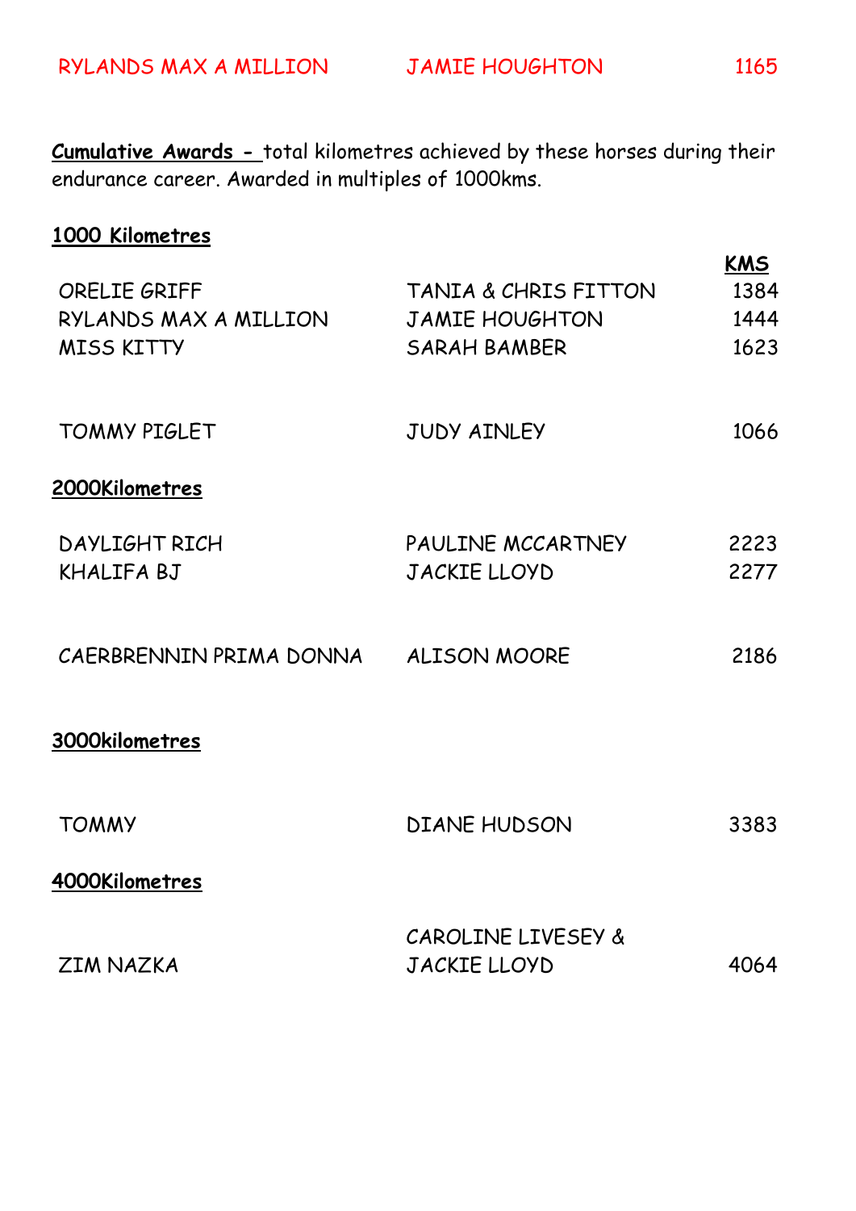| | | |
|---|---|---|
| RYLANDS MAX A MILLION | JAMIE HOUGHTON | 1165 |

**Cumulative Awards -** total kilometres achieved by these horses during their endurance career. Awarded in multiples of 1000kms.

**1000 Kilometres**

| | | KMS |
|---|---|---|
| ORELIE GRIFF | TANIA & CHRIS FITTON | 1384 |
| RYLANDS MAX A MILLION | JAMIE HOUGHTON | 1444 |
| MISS KITTY | SARAH BAMBER | 1623 |
| TOMMY PIGLET | JUDY AINLEY | 1066 |

**2000Kilometres**

| | | |
|---|---|---|
| DAYLIGHT RICH | PAULINE MCCARTNEY | 2223 |
| KHALIFA BJ | JACKIE LLOYD | 2277 |
| CAERBRENNIN PRIMA DONNA | ALISON MOORE | 2186 |

**3000kilometres**

| | | |
|---|---|---|
| TOMMY | DIANE HUDSON | 3383 |

**4000Kilometres**

| | | |
|---|---|---|
| ZIM NAZKA | CAROLINE LIVESEY & JACKIE LLOYD | 4064 |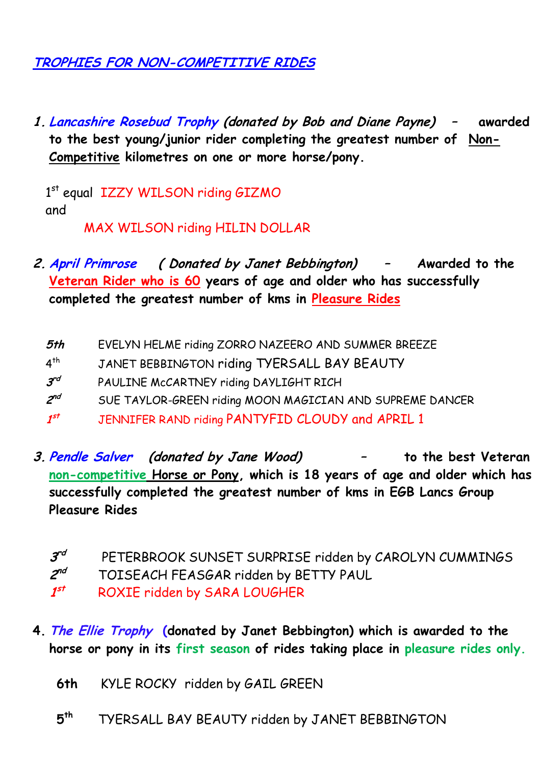## TROPHIES FOR NON-COMPETITIVE RIDES

1. ***Lancashire Rosebud Trophy*** ***(donated by Bob and Diane Payne)*** **– awarded to the best young/junior rider completing the greatest number of Non-Competitive kilometres on one or more horse/pony.**

   1st equal IZZY WILSON riding GIZMO
   and
   MAX WILSON riding HILIN DOLLAR

2. ***April Primrose*** ***( Donated by Janet Bebbington)*** **– Awarded to the Veteran Rider who is 60 years of age and older who has successfully completed the greatest number of kms in Pleasure Rides**

   | | |
   |---|---|
   | *5th* | EVELYN HELME riding ZORRO NAZEERO AND SUMMER BREEZE |
   | 4th | JANET BEBBINGTON riding TYERSALL BAY BEAUTY |
   | *3rd* | PAULINE McCARTNEY riding DAYLIGHT RICH |
   | *2nd* | SUE TAYLOR-GREEN riding MOON MAGICIAN AND SUPREME DANCER |
   | *1st* | JENNIFER RAND riding PANTYFID CLOUDY and APRIL 1 |

3. ***Pendle Salver*** ***(donated by Jane Wood)*** **– to the best Veteran non-competitive Horse or Pony, which is 18 years of age and older which has successfully completed the greatest number of kms in EGB Lancs Group Pleasure Rides**

   | | |
   |---|---|
   | *3rd* | PETERBROOK SUNSET SURPRISE ridden by CAROLYN CUMMINGS |
   | *2nd* | TOISEACH FEASGAR ridden by BETTY PAUL |
   | *1st* | ROXIE ridden by SARA LOUGHER |

4. ***The Ellie Trophy*** **(donated by Janet Bebbington) which is awarded to the horse or pony in its first season of rides taking place in pleasure rides only.**

   | | |
   |---|---|
   | **6th** | KYLE ROCKY ridden by GAIL GREEN |
   | **5th** | TYERSALL BAY BEAUTY ridden by JANET BEBBINGTON |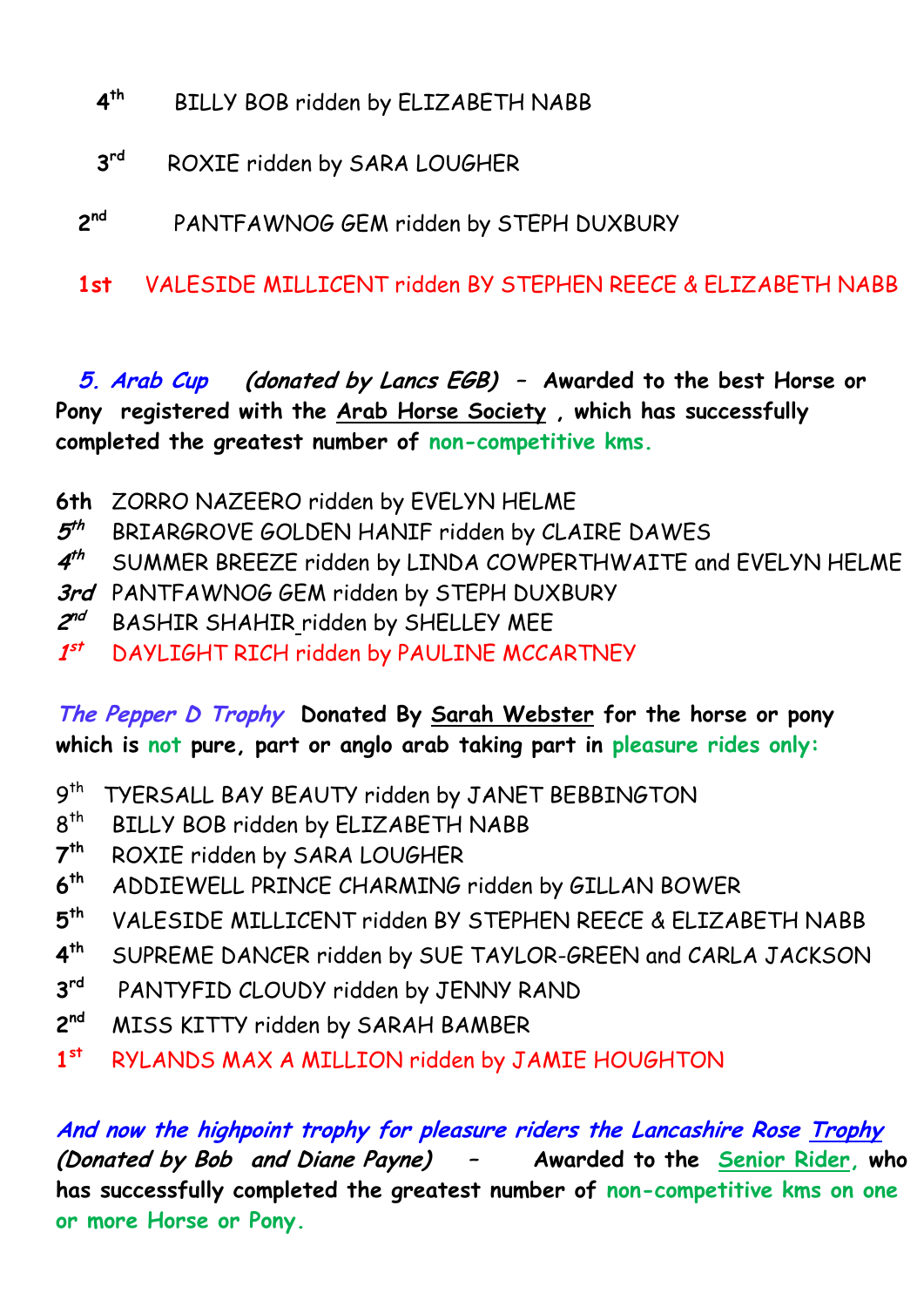4th BILLY BOB ridden by ELIZABETH NABB

3rd ROXIE ridden by SARA LOUGHER

2nd PANTFAWNOG GEM ridden by STEPH DUXBURY

**1st** VALESIDE MILLICENT ridden BY STEPHEN REECE & ELIZABETH NABB

***5. Arab Cup*** ***(donated by Lancs EGB)*** **– Awarded to the best Horse or Pony registered with the Arab Horse Society , which has successfully completed the greatest number of non-competitive kms.**

**6th** ZORRO NAZEERO ridden by EVELYN HELME
***5th*** BRIARGROVE GOLDEN HANIF ridden by CLAIRE DAWES
***4th*** SUMMER BREEZE ridden by LINDA COWPERTHWAITE and EVELYN HELME
***3rd*** PANTFAWNOG GEM ridden by STEPH DUXBURY
***2nd*** BASHIR SHAHIR ridden by SHELLEY MEE
***1st*** DAYLIGHT RICH ridden by PAULINE MCCARTNEY

***The Pepper D Trophy*** **Donated By Sarah Webster for the horse or pony which is not pure, part or anglo arab taking part in pleasure rides only:**

9th TYERSALL BAY BEAUTY ridden by JANET BEBBINGTON
8th BILLY BOB ridden by ELIZABETH NABB
**7th** ROXIE ridden by SARA LOUGHER
**6th** ADDIEWELL PRINCE CHARMING ridden by GILLAN BOWER
**5th** VALESIDE MILLICENT ridden BY STEPHEN REECE & ELIZABETH NABB
**4th** SUPREME DANCER ridden by SUE TAYLOR-GREEN and CARLA JACKSON
**3rd** PANTYFID CLOUDY ridden by JENNY RAND
**2nd** MISS KITTY ridden by SARAH BAMBER
**1st** RYLANDS MAX A MILLION ridden by JAMIE HOUGHTON

***And now the highpoint trophy for pleasure riders the Lancashire Rose Trophy (Donated by Bob and Diane Payne)*** **– Awarded to the Senior Rider, who has successfully completed the greatest number of non-competitive kms on one or more Horse or Pony.**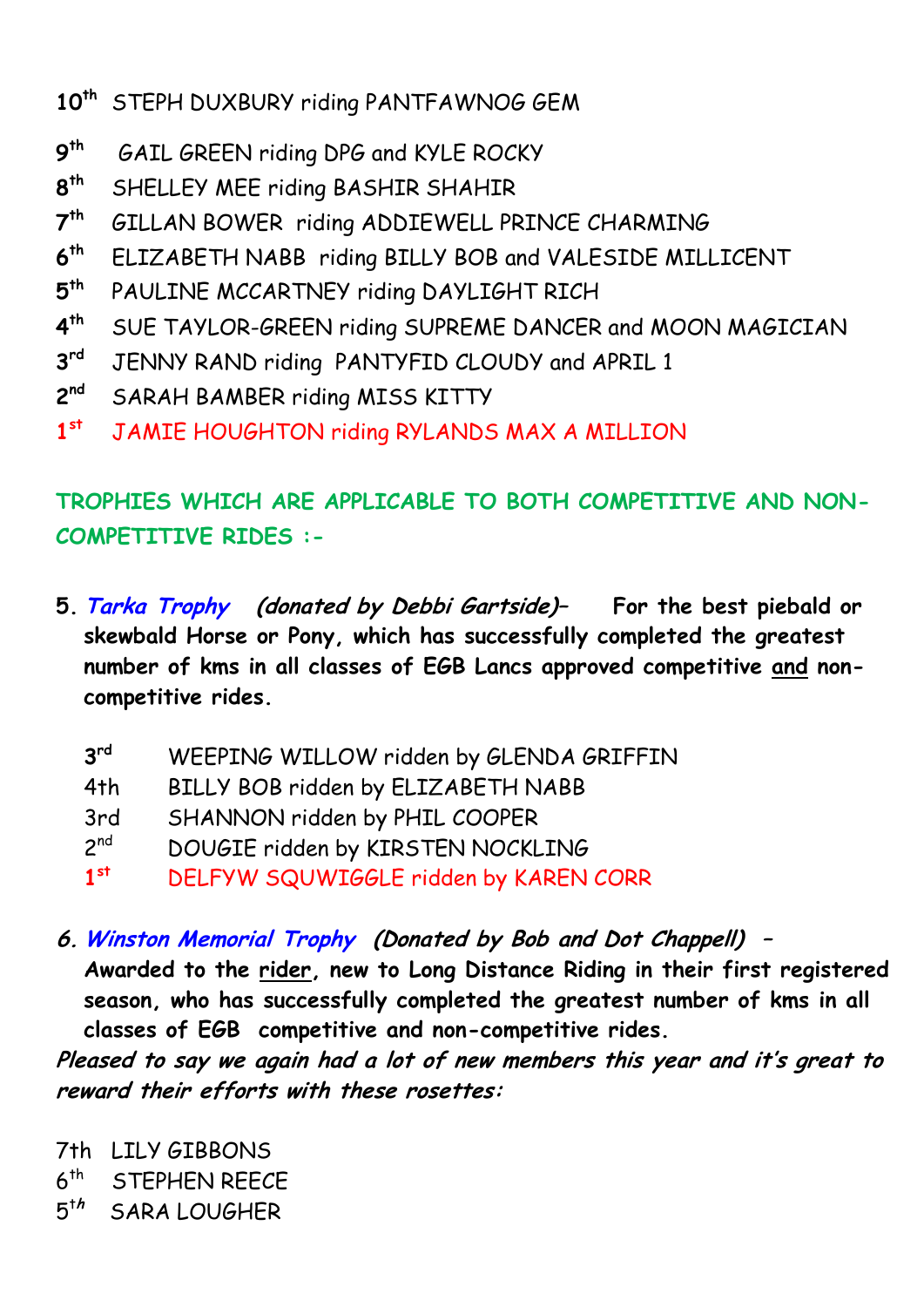**10th** STEPH DUXBURY riding PANTFAWNOG GEM

**9th** GAIL GREEN riding DPG and KYLE ROCKY

**8th** SHELLEY MEE riding BASHIR SHAHIR

**7th** GILLAN BOWER riding ADDIEWELL PRINCE CHARMING

**6th** ELIZABETH NABB riding BILLY BOB and VALESIDE MILLICENT

**5th** PAULINE MCCARTNEY riding DAYLIGHT RICH

**4th** SUE TAYLOR-GREEN riding SUPREME DANCER and MOON MAGICIAN

**3rd** JENNY RAND riding PANTYFID CLOUDY and APRIL 1

**2nd** SARAH BAMBER riding MISS KITTY

**1st** JAMIE HOUGHTON riding RYLANDS MAX A MILLION

## TROPHIES WHICH ARE APPLICABLE TO BOTH COMPETITIVE AND NON-COMPETITIVE RIDES :-

**5.** ***Tarka Trophy*** ***(donated by Debbi Gartside)*** **– For the best piebald or skewbald Horse or Pony, which has successfully completed the greatest number of kms in all classes of EGB Lancs approved competitive and non-competitive rides.**

**3rd** WEEPING WILLOW ridden by GLENDA GRIFFIN

4th BILLY BOB ridden by ELIZABETH NABB

3rd SHANNON ridden by PHIL COOPER

2nd DOUGIE ridden by KIRSTEN NOCKLING

**1st** DELFYW SQUWIGGLE ridden by KAREN CORR

***6. Winston Memorial Trophy*** ***(Donated by Bob and Dot Chappell)*** **– Awarded to the rider, new to Long Distance Riding in their first registered season, who has successfully completed the greatest number of kms in all classes of EGB competitive and non-competitive rides.**

***Pleased to say we again had a lot of new members this year and it's great to reward their efforts with these rosettes:***

7th LILY GIBBONS

6th STEPHEN REECE

5th SARA LOUGHER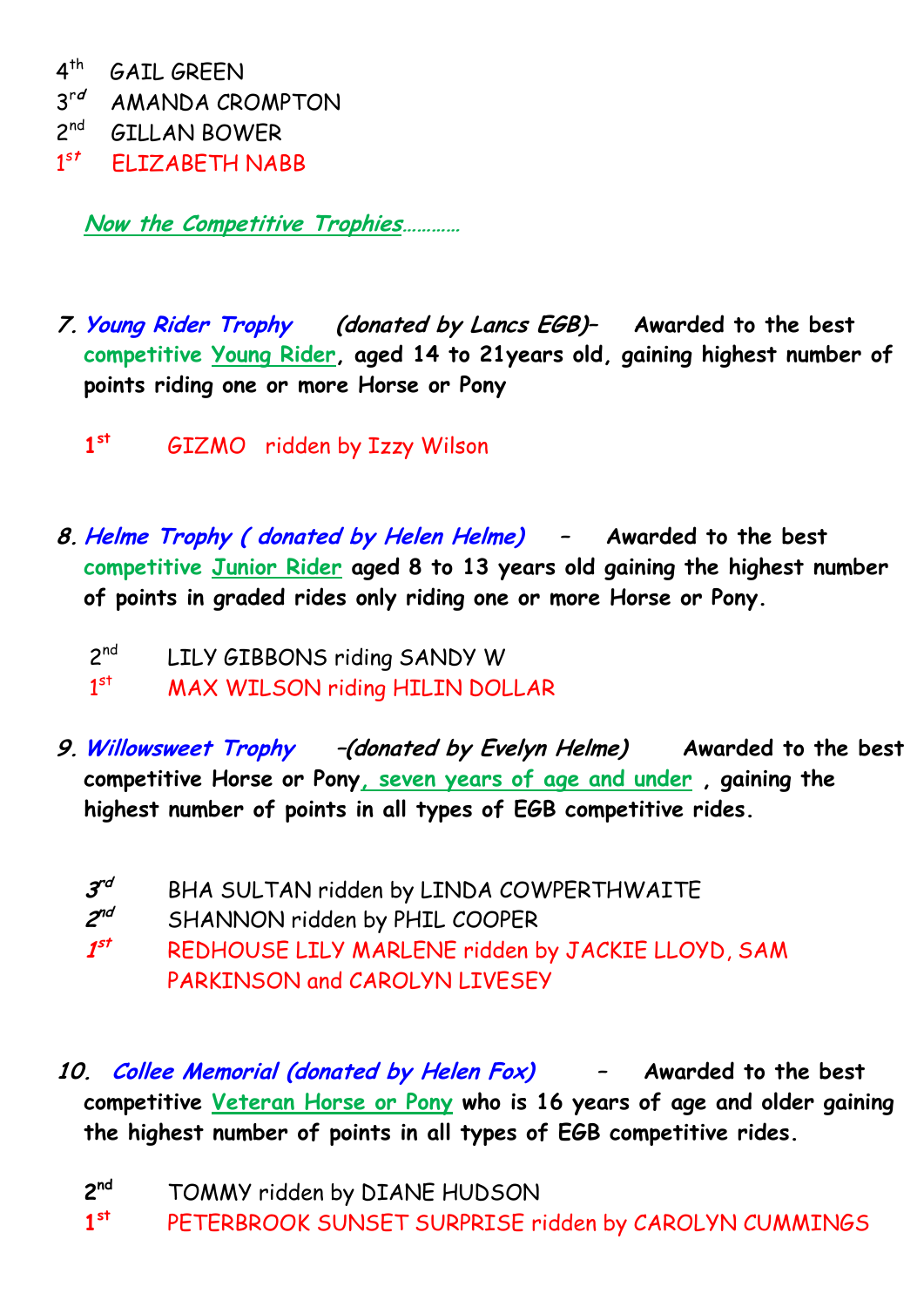4th GAIL GREEN
3rd AMANDA CROMPTON
2nd GILLAN BOWER
1st ELIZABETH NABB

***Now the Competitive Trophies…………***

7. ***Young Rider Trophy*** *(donated by Lancs EGB)*– **Awarded to the best competitive Young Rider, aged 14 to 21years old, gaining highest number of points riding one or more Horse or Pony**

   **1st** GIZMO ridden by Izzy Wilson

8. ***Helme Trophy ( donated by Helen Helme)*** – **Awarded to the best competitive Junior Rider aged 8 to 13 years old gaining the highest number of points in graded rides only riding one or more Horse or Pony.**

   2nd LILY GIBBONS riding SANDY W
   1st MAX WILSON riding HILIN DOLLAR

9. ***Willowsweet Trophy*** *–(donated by Evelyn Helme)* **Awarded to the best competitive Horse or Pony, seven years of age and under , gaining the highest number of points in all types of EGB competitive rides.**

   ***3rd*** BHA SULTAN ridden by LINDA COWPERTHWAITE
   ***2nd*** SHANNON ridden by PHIL COOPER
   ***1st*** REDHOUSE LILY MARLENE ridden by JACKIE LLOYD, SAM PARKINSON and CAROLYN LIVESEY

10. ***Collee Memorial (donated by Helen Fox)*** – **Awarded to the best competitive Veteran Horse or Pony who is 16 years of age and older gaining the highest number of points in all types of EGB competitive rides.**

   **2nd** TOMMY ridden by DIANE HUDSON
   **1st** PETERBROOK SUNSET SURPRISE ridden by CAROLYN CUMMINGS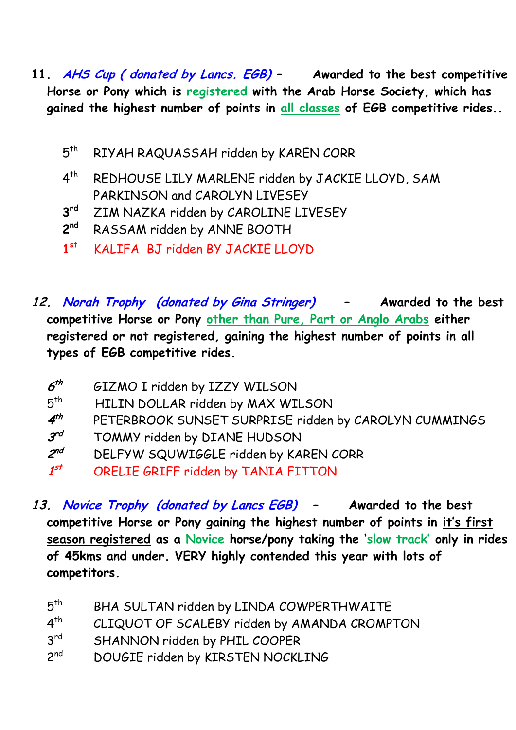11. *AHS Cup ( donated by Lancs. EGB)* – **Awarded to the best competitive Horse or Pony which is registered with the Arab Horse Society, which has gained the highest number of points in all classes of EGB competitive rides..**

- 5th RIYAH RAQUASSAH ridden by KAREN CORR
- 4th REDHOUSE LILY MARLENE ridden by JACKIE LLOYD, SAM PARKINSON and CAROLYN LIVESEY
- **3rd** ZIM NAZKA ridden by CAROLINE LIVESEY
- **2nd** RASSAM ridden by ANNE BOOTH
- **1st** KALIFA BJ ridden BY JACKIE LLOYD

12. *Norah Trophy (donated by Gina Stringer)* – **Awarded to the best competitive Horse or Pony other than Pure, Part or Anglo Arabs either registered or not registered, gaining the highest number of points in all types of EGB competitive rides.**

- *6th* GIZMO I ridden by IZZY WILSON
- 5th HILIN DOLLAR ridden by MAX WILSON
- *4th* PETERBROOK SUNSET SURPRISE ridden by CAROLYN CUMMINGS
- *3rd* TOMMY ridden by DIANE HUDSON
- *2nd* DELFYW SQUWIGGLE ridden by KAREN CORR
- *1st* ORELIE GRIFF ridden by TANIA FITTON

13. *Novice Trophy (donated by Lancs EGB)* – **Awarded to the best competitive Horse or Pony gaining the highest number of points in it's first season registered as a Novice horse/pony taking the 'slow track' only in rides of 45kms and under. VERY highly contended this year with lots of competitors.**

- 5th BHA SULTAN ridden by LINDA COWPERTHWAITE
- 4th CLIQUOT OF SCALEBY ridden by AMANDA CROMPTON
- 3rd SHANNON ridden by PHIL COOPER
- 2nd DOUGIE ridden by KIRSTEN NOCKLING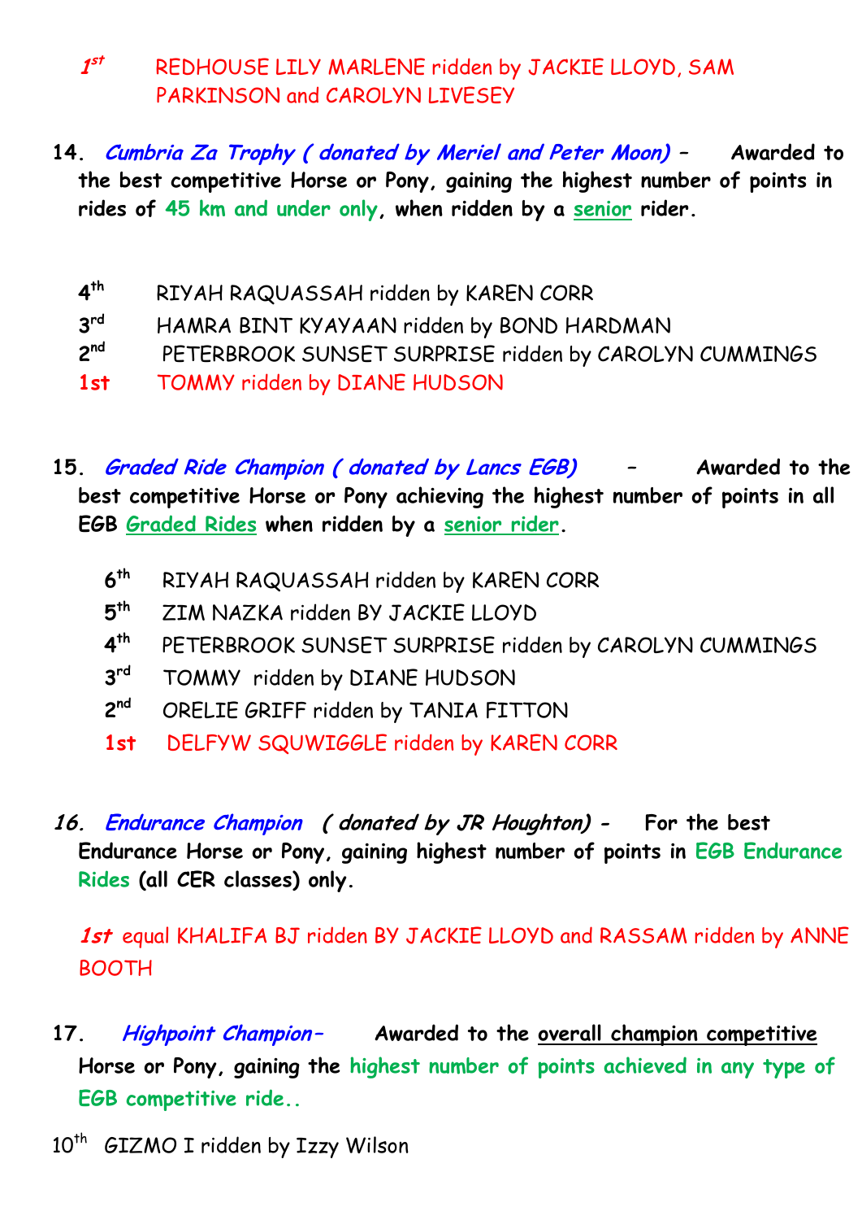**1st** REDHOUSE LILY MARLENE ridden by JACKIE LLOYD, SAM PARKINSON and CAROLYN LIVESEY

**14.** ***Cumbria Za Trophy ( donated by Meriel and Peter Moon)*** **– Awarded to the best competitive Horse or Pony, gaining the highest number of points in rides of 45 km and under only, when ridden by a senior rider.**

4th RIYAH RAQUASSAH ridden by KAREN CORR
3rd HAMRA BINT KYAYAAN ridden by BOND HARDMAN
2nd PETERBROOK SUNSET SURPRISE ridden by CAROLYN CUMMINGS
**1st** TOMMY ridden by DIANE HUDSON

**15.** ***Graded Ride Champion ( donated by Lancs EGB)*** **– Awarded to the best competitive Horse or Pony achieving the highest number of points in all EGB Graded Rides when ridden by a senior rider.**

6th RIYAH RAQUASSAH ridden by KAREN CORR
5th ZIM NAZKA ridden BY JACKIE LLOYD
4th PETERBROOK SUNSET SURPRISE ridden by CAROLYN CUMMINGS
3rd TOMMY ridden by DIANE HUDSON
2nd ORELIE GRIFF ridden by TANIA FITTON
**1st** DELFYW SQUWIGGLE ridden by KAREN CORR

***16. Endurance Champion ( donated by JR Houghton) -*** **For the best Endurance Horse or Pony, gaining highest number of points in EGB Endurance Rides (all CER classes) only.**

***1st*** equal KHALIFA BJ ridden BY JACKIE LLOYD and RASSAM ridden by ANNE BOOTH

**17.** ***Highpoint Champion–*** **Awarded to the overall champion competitive Horse or Pony, gaining the highest number of points achieved in any type of EGB competitive ride..**

10th GIZMO I ridden by Izzy Wilson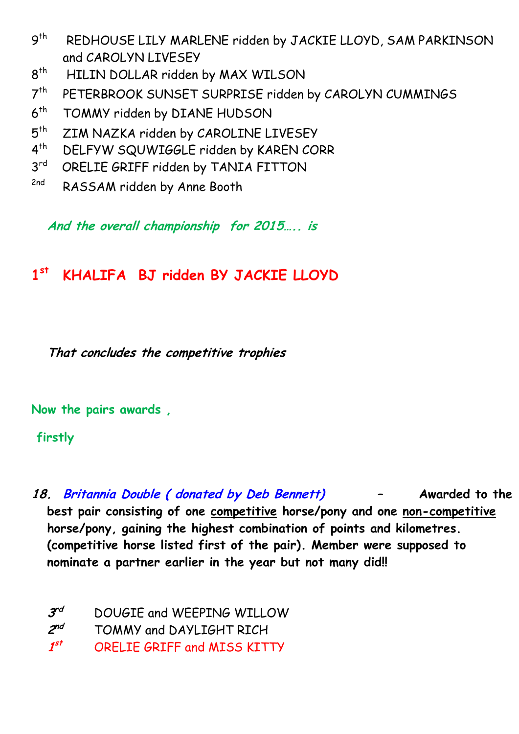9th REDHOUSE LILY MARLENE ridden by JACKIE LLOYD, SAM PARKINSON and CAROLYN LIVESEY

8th HILIN DOLLAR ridden by MAX WILSON

7th PETERBROOK SUNSET SURPRISE ridden by CAROLYN CUMMINGS

6th TOMMY ridden by DIANE HUDSON

5th ZIM NAZKA ridden by CAROLINE LIVESEY

4th DELFYW SQUWIGGLE ridden by KAREN CORR

3rd ORELIE GRIFF ridden by TANIA FITTON

2nd RASSAM ridden by Anne Booth

***And the overall championship for 2015….. is***

## 1st KHALIFA BJ ridden BY JACKIE LLOYD

***That concludes the competitive trophies***

**Now the pairs awards ,**

**firstly**

***18. Britannia Double ( donated by Deb Bennett)*** – **Awarded to the best pair consisting of one competitive horse/pony and one non-competitive horse/pony, gaining the highest combination of points and kilometres. (competitive horse listed first of the pair). Member were supposed to nominate a partner earlier in the year but not many did!!**

*3rd* DOUGIE and WEEPING WILLOW

*2nd* TOMMY and DAYLIGHT RICH

*1st* ORELIE GRIFF and MISS KITTY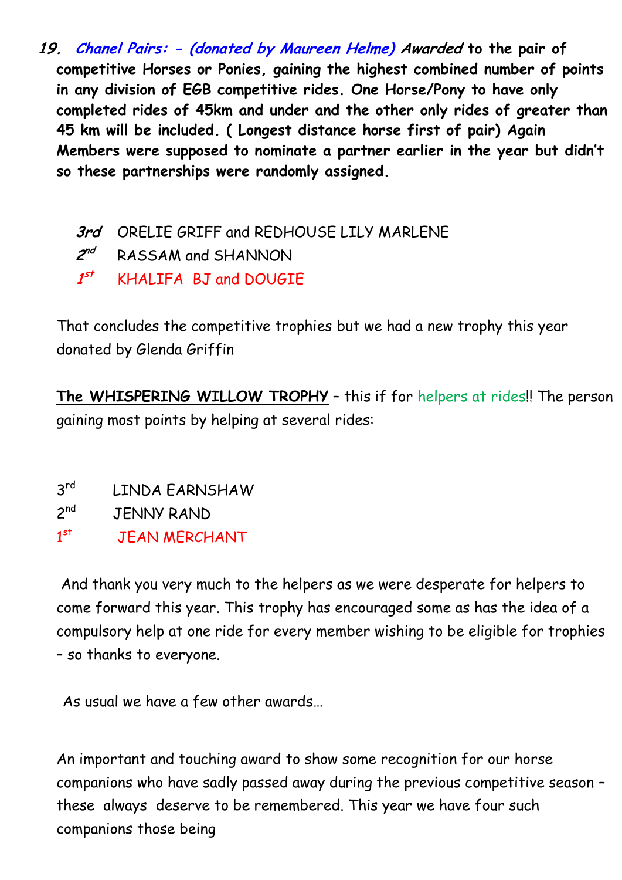**19. *Chanel Pairs: - (donated by Maureen Helme)* *Awarded* to the pair of competitive Horses or Ponies, gaining the highest combined number of points in any division of EGB competitive rides. One Horse/Pony to have only completed rides of 45km and under and the other only rides of greater than 45 km will be included. ( Longest distance horse first of pair) Again Members were supposed to nominate a partner earlier in the year but didn't so these partnerships were randomly assigned.**

***3rd*** ORELIE GRIFF and REDHOUSE LILY MARLENE

***2nd*** RASSAM and SHANNON

***1st*** KHALIFA BJ and DOUGIE

That concludes the competitive trophies but we had a new trophy this year donated by Glenda Griffin

**The WHISPERING WILLOW TROPHY** – this if for helpers at rides!! The person gaining most points by helping at several rides:

3rd LINDA EARNSHAW

2nd JENNY RAND

1st JEAN MERCHANT

And thank you very much to the helpers as we were desperate for helpers to come forward this year. This trophy has encouraged some as has the idea of a compulsory help at one ride for every member wishing to be eligible for trophies – so thanks to everyone.

As usual we have a few other awards…

An important and touching award to show some recognition for our horse companions who have sadly passed away during the previous competitive season – these always deserve to be remembered. This year we have four such companions those being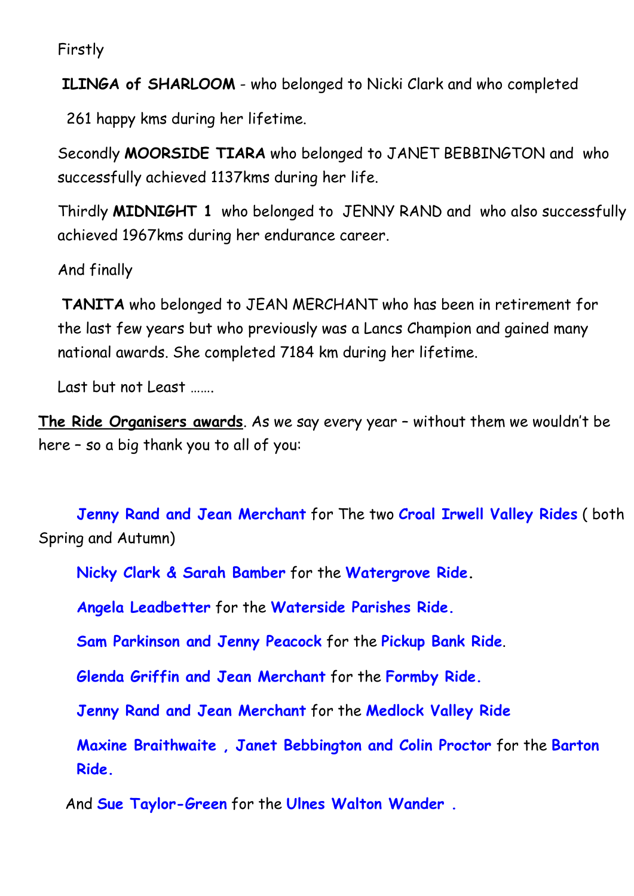Firstly

**ILINGA of SHARLOOM** - who belonged to Nicki Clark and who completed 261 happy kms during her lifetime.

Secondly **MOORSIDE TIARA** who belonged to JANET BEBBINGTON and who successfully achieved 1137kms during her life.

Thirdly **MIDNIGHT 1** who belonged to JENNY RAND and who also successfully achieved 1967kms during her endurance career.

And finally

**TANITA** who belonged to JEAN MERCHANT who has been in retirement for the last few years but who previously was a Lancs Champion and gained many national awards. She completed 7184 km during her lifetime.

Last but not Least .......

**The Ride Organisers awards**. As we say every year – without them we wouldn't be here – so a big thank you to all of you:

**Jenny Rand and Jean Merchant** for The two **Croal Irwell Valley Rides** ( both Spring and Autumn)

**Nicky Clark & Sarah Bamber** for the **Watergrove Ride.**

**Angela Leadbetter** for the **Waterside Parishes Ride.**

**Sam Parkinson and Jenny Peacock** for the **Pickup Bank Ride**.

**Glenda Griffin and Jean Merchant** for the **Formby Ride.**

**Jenny Rand and Jean Merchant** for the **Medlock Valley Ride**

**Maxine Braithwaite , Janet Bebbington and Colin Proctor** for the **Barton Ride.**

And **Sue Taylor-Green** for the **Ulnes Walton Wander .**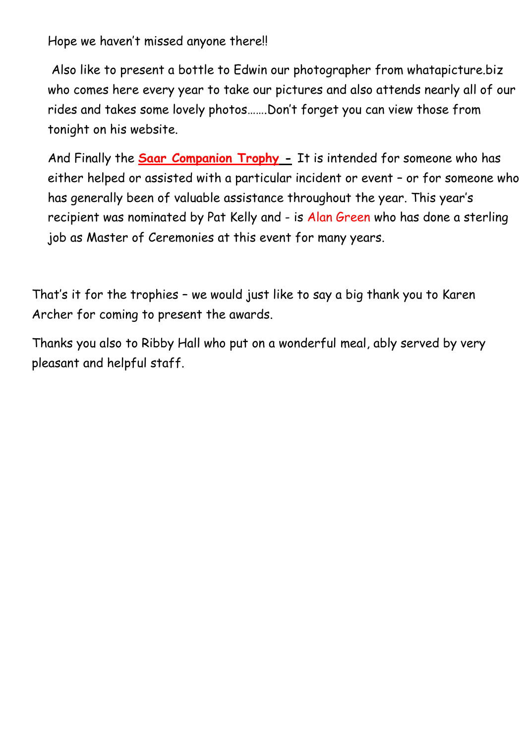Hope we haven't missed anyone there!!

Also like to present a bottle to Edwin our photographer from whatapicture.biz who comes here every year to take our pictures and also attends nearly all of our rides and takes some lovely photos…….Don't forget you can view those from tonight on his website.

And Finally the **Saar Companion Trophy -** It is intended for someone who has either helped or assisted with a particular incident or event – or for someone who has generally been of valuable assistance throughout the year. This year's recipient was nominated by Pat Kelly and - is Alan Green who has done a sterling job as Master of Ceremonies at this event for many years.

That's it for the trophies – we would just like to say a big thank you to Karen Archer for coming to present the awards.

Thanks you also to Ribby Hall who put on a wonderful meal, ably served by very pleasant and helpful staff.